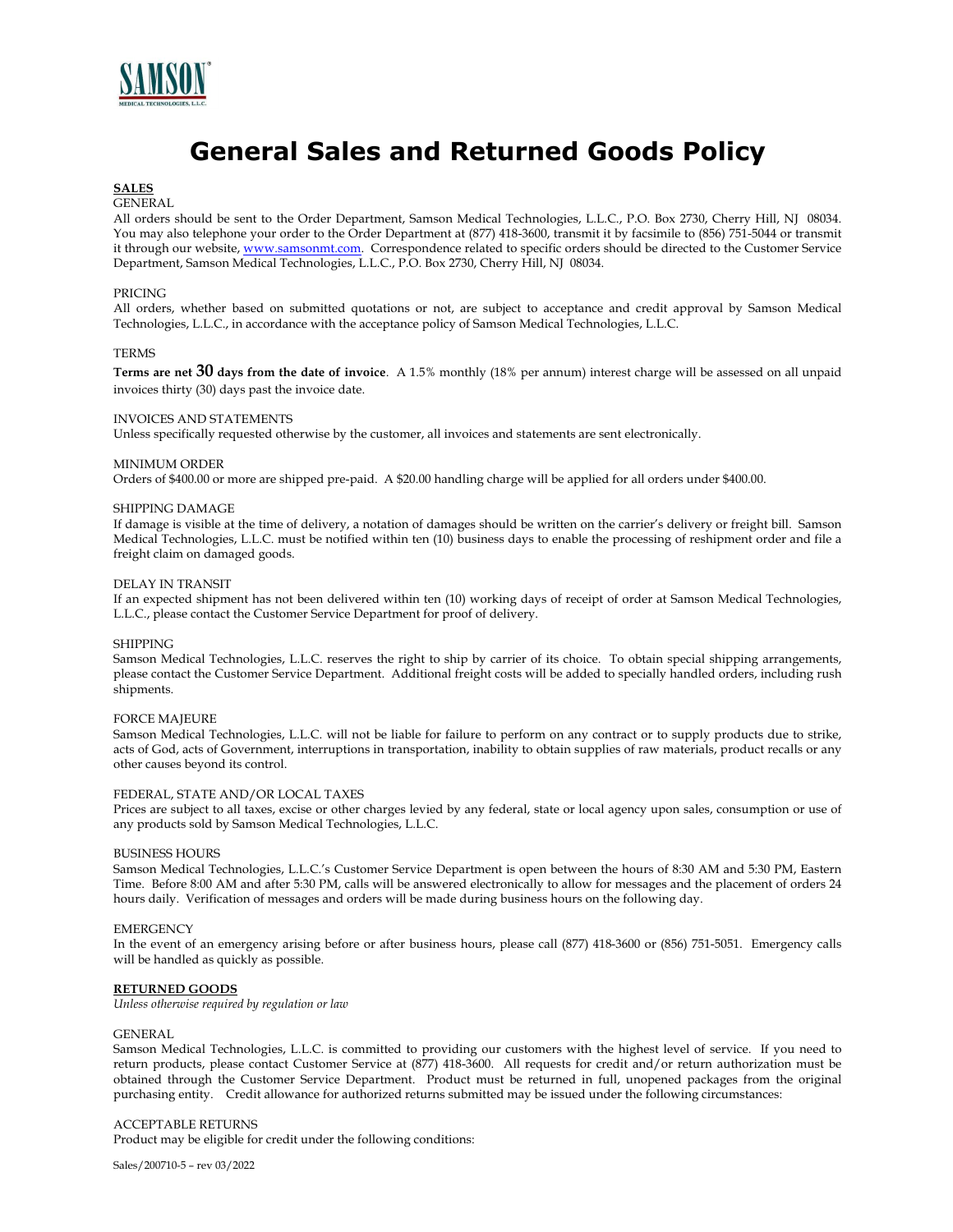SAMSON
MEDICAL TECHNOLOGIES, L.L.C.

# General Sales and Returned Goods Policy

## SALES

### GENERAL

All orders should be sent to the Order Department, Samson Medical Technologies, L.L.C., P.O. Box 2730, Cherry Hill, NJ 08034. You may also telephone your order to the Order Department at (877) 418-3600, transmit it by facsimile to (856) 751-5044 or transmit it through our website, [www.samsonmt.com](http://www.samsonmt.com). Correspondence related to specific orders should be directed to the Customer Service Department, Samson Medical Technologies, L.L.C., P.O. Box 2730, Cherry Hill, NJ 08034.

### PRICING

All orders, whether based on submitted quotations or not, are subject to acceptance and credit approval by Samson Medical Technologies, L.L.C., in accordance with the acceptance policy of Samson Medical Technologies, L.L.C.

### TERMS

**Terms are net 30 days from the date of invoice**. A 1.5% monthly (18% per annum) interest charge will be assessed on all unpaid invoices thirty (30) days past the invoice date.

### INVOICES AND STATEMENTS

Unless specifically requested otherwise by the customer, all invoices and statements are sent electronically.

### MINIMUM ORDER

Orders of $400.00 or more are shipped pre-paid. A $20.00 handling charge will be applied for all orders under $400.00.

### SHIPPING DAMAGE

If damage is visible at the time of delivery, a notation of damages should be written on the carrier's delivery or freight bill. Samson Medical Technologies, L.L.C. must be notified within ten (10) business days to enable the processing of reshipment order and file a freight claim on damaged goods.

### DELAY IN TRANSIT

If an expected shipment has not been delivered within ten (10) working days of receipt of order at Samson Medical Technologies, L.L.C., please contact the Customer Service Department for proof of delivery.

### SHIPPING

Samson Medical Technologies, L.L.C. reserves the right to ship by carrier of its choice. To obtain special shipping arrangements, please contact the Customer Service Department. Additional freight costs will be added to specially handled orders, including rush shipments.

### FORCE MAJEURE

Samson Medical Technologies, L.L.C. will not be liable for failure to perform on any contract or to supply products due to strike, acts of God, acts of Government, interruptions in transportation, inability to obtain supplies of raw materials, product recalls or any other causes beyond its control.

### FEDERAL, STATE AND/OR LOCAL TAXES

Prices are subject to all taxes, excise or other charges levied by any federal, state or local agency upon sales, consumption or use of any products sold by Samson Medical Technologies, L.L.C.

### BUSINESS HOURS

Samson Medical Technologies, L.L.C.'s Customer Service Department is open between the hours of 8:30 AM and 5:30 PM, Eastern Time. Before 8:00 AM and after 5:30 PM, calls will be answered electronically to allow for messages and the placement of orders 24 hours daily. Verification of messages and orders will be made during business hours on the following day.

### EMERGENCY

In the event of an emergency arising before or after business hours, please call (877) 418-3600 or (856) 751-5051. Emergency calls will be handled as quickly as possible.

## RETURNED GOODS

*Unless otherwise required by regulation or law*

### GENERAL

Samson Medical Technologies, L.L.C. is committed to providing our customers with the highest level of service. If you need to return products, please contact Customer Service at (877) 418-3600. All requests for credit and/or return authorization must be obtained through the Customer Service Department. Product must be returned in full, unopened packages from the original purchasing entity. Credit allowance for authorized returns submitted may be issued under the following circumstances:

### ACCEPTABLE RETURNS

Product may be eligible for credit under the following conditions:

Sales/200710-5 – rev 03/2022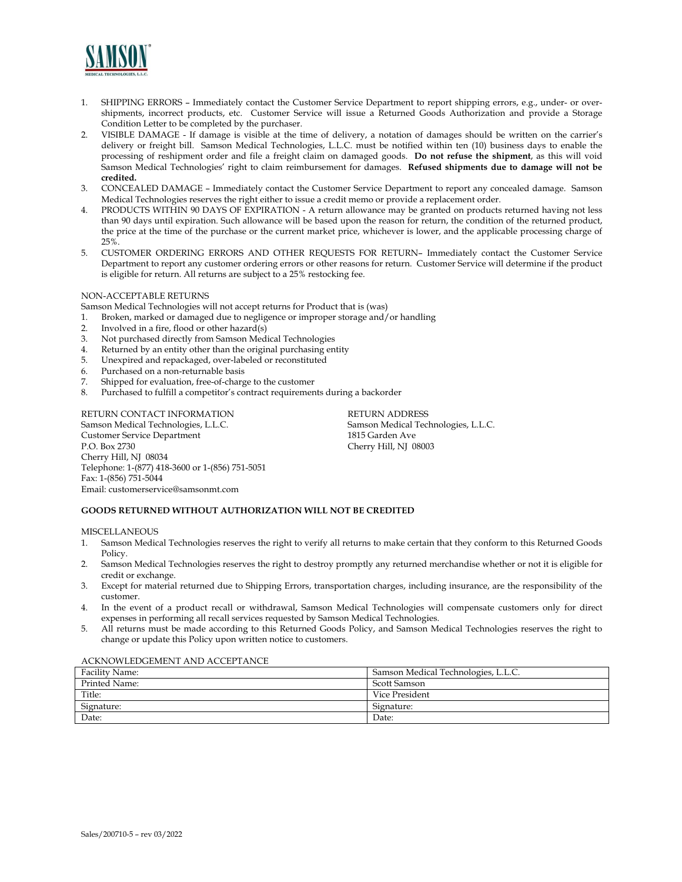1. SHIPPING ERRORS – Immediately contact the Customer Service Department to report shipping errors, e.g., under- or over-shipments, incorrect products, etc. Customer Service will issue a Returned Goods Authorization and provide a Storage Condition Letter to be completed by the purchaser.
2. VISIBLE DAMAGE - If damage is visible at the time of delivery, a notation of damages should be written on the carrier's delivery or freight bill. Samson Medical Technologies, L.L.C. must be notified within ten (10) business days to enable the processing of reshipment order and file a freight claim on damaged goods. **Do not refuse the shipment**, as this will void Samson Medical Technologies' right to claim reimbursement for damages. **Refused shipments due to damage will not be credited.**
3. CONCEALED DAMAGE – Immediately contact the Customer Service Department to report any concealed damage. Samson Medical Technologies reserves the right either to issue a credit memo or provide a replacement order.
4. PRODUCTS WITHIN 90 DAYS OF EXPIRATION - A return allowance may be granted on products returned having not less than 90 days until expiration. Such allowance will be based upon the reason for return, the condition of the returned product, the price at the time of the purchase or the current market price, whichever is lower, and the applicable processing charge of 25%.
5. CUSTOMER ORDERING ERRORS AND OTHER REQUESTS FOR RETURN– Immediately contact the Customer Service Department to report any customer ordering errors or other reasons for return. Customer Service will determine if the product is eligible for return. All returns are subject to a 25% restocking fee.

NON-ACCEPTABLE RETURNS

Samson Medical Technologies will not accept returns for Product that is (was)

1. Broken, marked or damaged due to negligence or improper storage and/or handling
2. Involved in a fire, flood or other hazard(s)
3. Not purchased directly from Samson Medical Technologies
4. Returned by an entity other than the original purchasing entity
5. Unexpired and repackaged, over-labeled or reconstituted
6. Purchased on a non-returnable basis
7. Shipped for evaluation, free-of-charge to the customer
8. Purchased to fulfill a competitor's contract requirements during a backorder

RETURN CONTACT INFORMATION
Samson Medical Technologies, L.L.C.
Customer Service Department
P.O. Box 2730
Cherry Hill, NJ 08034
Telephone: 1-(877) 418-3600 or 1-(856) 751-5051
Fax: 1-(856) 751-5044
Email: customerservice@samsonmt.com

RETURN ADDRESS
Samson Medical Technologies, L.L.C.
1815 Garden Ave
Cherry Hill, NJ 08003

**GOODS RETURNED WITHOUT AUTHORIZATION WILL NOT BE CREDITED**

MISCELLANEOUS

1. Samson Medical Technologies reserves the right to verify all returns to make certain that they conform to this Returned Goods Policy.
2. Samson Medical Technologies reserves the right to destroy promptly any returned merchandise whether or not it is eligible for credit or exchange.
3. Except for material returned due to Shipping Errors, transportation charges, including insurance, are the responsibility of the customer.
4. In the event of a product recall or withdrawal, Samson Medical Technologies will compensate customers only for direct expenses in performing all recall services requested by Samson Medical Technologies.
5. All returns must be made according to this Returned Goods Policy, and Samson Medical Technologies reserves the right to change or update this Policy upon written notice to customers.

ACKNOWLEDGEMENT AND ACCEPTANCE

| | |
|---|---|
| Facility Name: | Samson Medical Technologies, L.L.C. |
| Printed Name: | Scott Samson |
| Title: | Vice President |
| Signature: | Signature: |
| Date: | Date: |

Sales/200710-5 – rev 03/2022